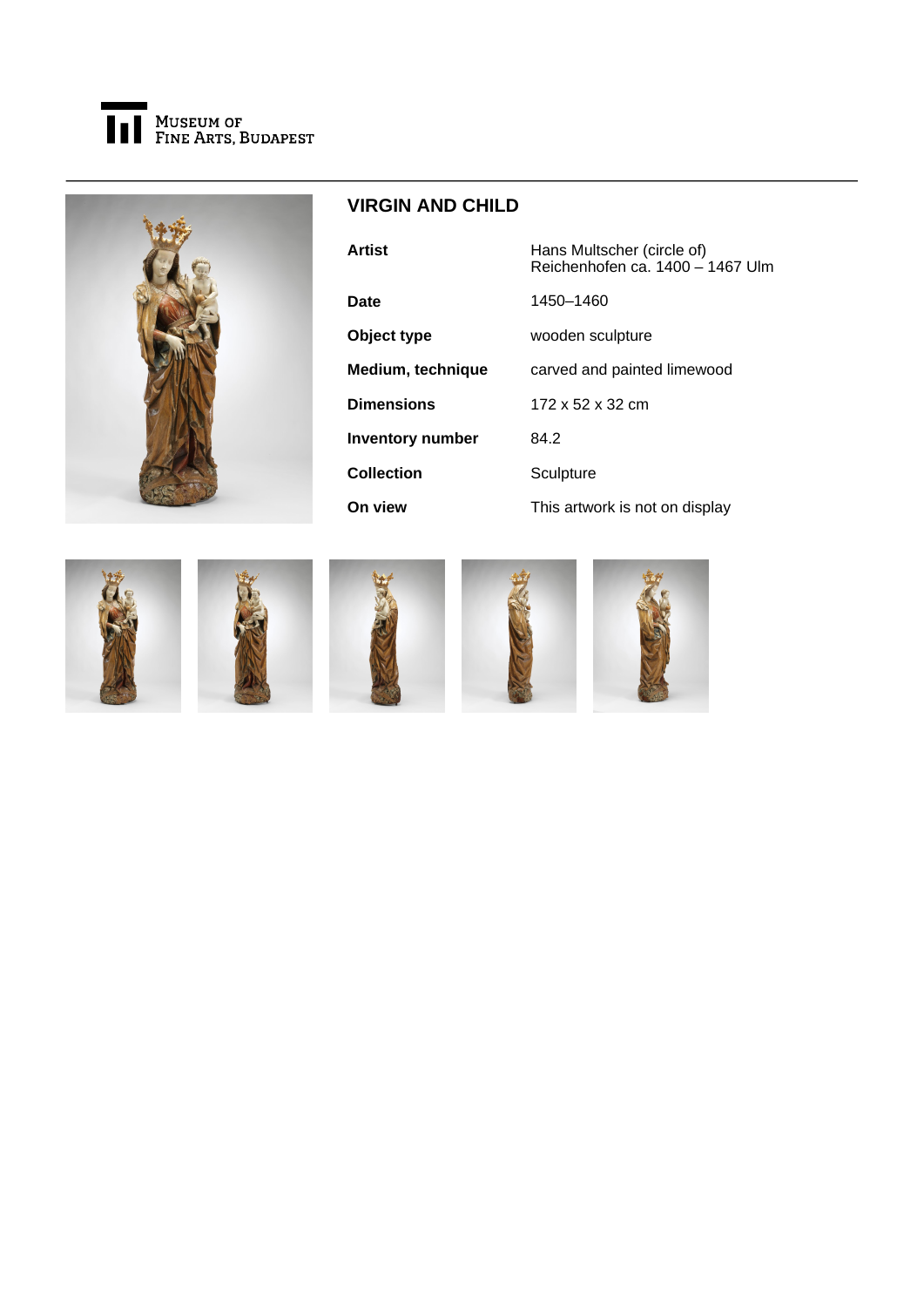Museum of Fine Arts, Budapest

# VIRGIN AND CHILD

| | |
|---|---|
| **Artist** | Hans Multscher (circle of)<br>Reichenhofen ca. 1400 – 1467 Ulm |
| **Date** | 1450–1460 |
| **Object type** | wooden sculpture |
| **Medium, technique** | carved and painted limewood |
| **Dimensions** | 172 x 52 x 32 cm |
| **Inventory number** | 84.2 |
| **Collection** | Sculpture |
| **On view** | This artwork is not on display |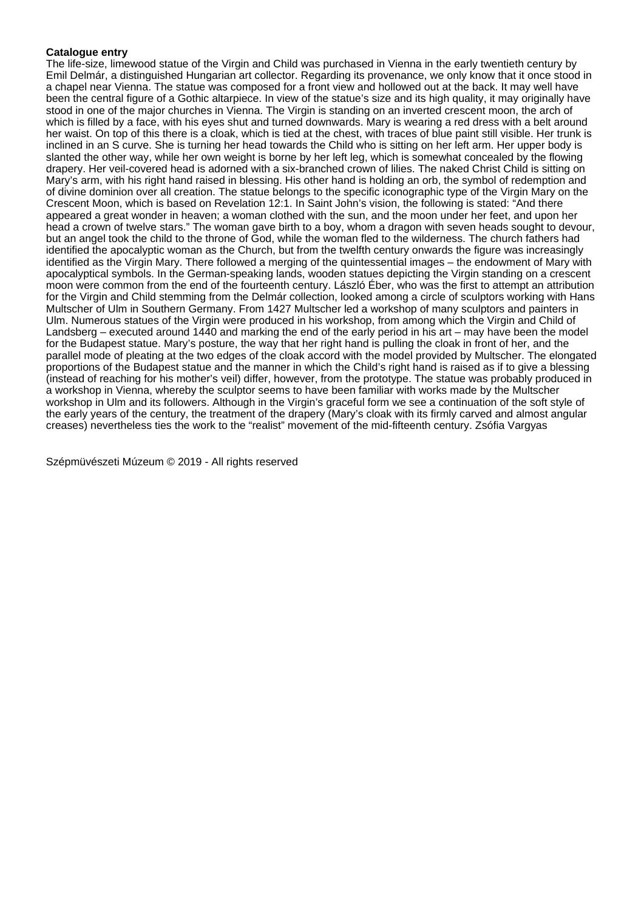**Catalogue entry**

The life-size, limewood statue of the Virgin and Child was purchased in Vienna in the early twentieth century by Emil Delmár, a distinguished Hungarian art collector. Regarding its provenance, we only know that it once stood in a chapel near Vienna. The statue was composed for a front view and hollowed out at the back. It may well have been the central figure of a Gothic altarpiece. In view of the statue's size and its high quality, it may originally have stood in one of the major churches in Vienna. The Virgin is standing on an inverted crescent moon, the arch of which is filled by a face, with his eyes shut and turned downwards. Mary is wearing a red dress with a belt around her waist. On top of this there is a cloak, which is tied at the chest, with traces of blue paint still visible. Her trunk is inclined in an S curve. She is turning her head towards the Child who is sitting on her left arm. Her upper body is slanted the other way, while her own weight is borne by her left leg, which is somewhat concealed by the flowing drapery. Her veil-covered head is adorned with a six-branched crown of lilies. The naked Christ Child is sitting on Mary's arm, with his right hand raised in blessing. His other hand is holding an orb, the symbol of redemption and of divine dominion over all creation. The statue belongs to the specific iconographic type of the Virgin Mary on the Crescent Moon, which is based on Revelation 12:1. In Saint John's vision, the following is stated: "And there appeared a great wonder in heaven; a woman clothed with the sun, and the moon under her feet, and upon her head a crown of twelve stars." The woman gave birth to a boy, whom a dragon with seven heads sought to devour, but an angel took the child to the throne of God, while the woman fled to the wilderness. The church fathers had identified the apocalyptic woman as the Church, but from the twelfth century onwards the figure was increasingly identified as the Virgin Mary. There followed a merging of the quintessential images – the endowment of Mary with apocalyptical symbols. In the German-speaking lands, wooden statues depicting the Virgin standing on a crescent moon were common from the end of the fourteenth century. László Éber, who was the first to attempt an attribution for the Virgin and Child stemming from the Delmár collection, looked among a circle of sculptors working with Hans Multscher of Ulm in Southern Germany. From 1427 Multscher led a workshop of many sculptors and painters in Ulm. Numerous statues of the Virgin were produced in his workshop, from among which the Virgin and Child of Landsberg – executed around 1440 and marking the end of the early period in his art – may have been the model for the Budapest statue. Mary's posture, the way that her right hand is pulling the cloak in front of her, and the parallel mode of pleating at the two edges of the cloak accord with the model provided by Multscher. The elongated proportions of the Budapest statue and the manner in which the Child's right hand is raised as if to give a blessing (instead of reaching for his mother's veil) differ, however, from the prototype. The statue was probably produced in a workshop in Vienna, whereby the sculptor seems to have been familiar with works made by the Multscher workshop in Ulm and its followers. Although in the Virgin's graceful form we see a continuation of the soft style of the early years of the century, the treatment of the drapery (Mary's cloak with its firmly carved and almost angular creases) nevertheless ties the work to the "realist" movement of the mid-fifteenth century. Zsófia Vargyas

Szépmüvészeti Múzeum © 2019 - All rights reserved